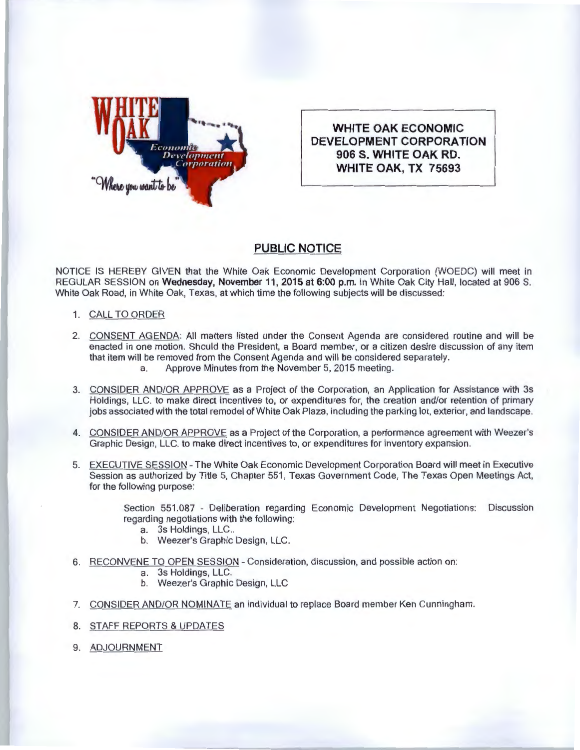**WHITE OAK ECONOMIC DEVELOPMENT CORPORATION**
**906 S. WHITE OAK RD.**
**WHITE OAK, TX 75693**

## PUBLIC NOTICE

NOTICE IS HEREBY GIVEN that the White Oak Economic Development Corporation (WOEDC) will meet in REGULAR SESSION on **Wednesday, November 11, 2015 at 6:00 p.m.** in White Oak City Hall, located at 906 S. White Oak Road, in White Oak, Texas, at which time the following subjects will be discussed:

1. CALL TO ORDER

2. CONSENT AGENDA: All matters listed under the Consent Agenda are considered routine and will be enacted in one motion. Should the President, a Board member, or a citizen desire discussion of any item that item will be removed from the Consent Agenda and will be considered separately.
   a. Approve Minutes from the November 5, 2015 meeting.

3. CONSIDER AND/OR APPROVE as a Project of the Corporation, an Application for Assistance with 3s Holdings, LLC. to make direct incentives to, or expenditures for, the creation and/or retention of primary jobs associated with the total remodel of White Oak Plaza, including the parking lot, exterior, and landscape.

4. CONSIDER AND/OR APPROVE as a Project of the Corporation, a performance agreement with Weezer's Graphic Design, LLC. to make direct incentives to, or expenditures for inventory expansion.

5. EXECUTIVE SESSION - The White Oak Economic Development Corporation Board will meet in Executive Session as authorized by Title 5, Chapter 551, Texas Government Code, The Texas Open Meetings Act, for the following purpose:

   Section 551.087 - Deliberation regarding Economic Development Negotiations: Discussion regarding negotiations with the following:
   a. 3s Holdings, LLC..
   b. Weezer's Graphic Design, LLC.

6. RECONVENE TO OPEN SESSION - Consideration, discussion, and possible action on:
   a. 3s Holdings, LLC.
   b. Weezer's Graphic Design, LLC

7. CONSIDER AND/OR NOMINATE an individual to replace Board member Ken Cunningham.

8. STAFF REPORTS & UPDATES

9. ADJOURNMENT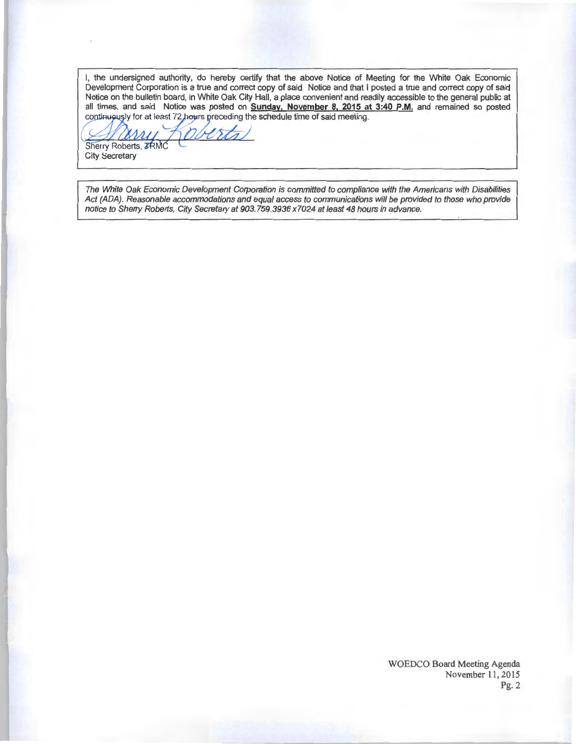I, the undersigned authority, do hereby certify that the above Notice of Meeting for the White Oak Economic Development Corporation is a true and correct copy of said Notice and that I posted a true and correct copy of said Notice on the bulletin board, in White Oak City Hall, a place convenient and readily accessible to the general public at all times, and said Notice was posted on **Sunday, November 8, 2015 at 3:40 P.M.** and remained so posted continuously for at least 72 hours preceding the schedule time of said meeting.

Sherry Roberts, TRMC
City Secretary

*The White Oak Economic Development Corporation is committed to compliance with the Americans with Disabilities Act (ADA). Reasonable accommodations and equal access to communications will be provided to those who provide notice to Sherry Roberts, City Secretary at 903.759.3936 x7024 at least 48 hours in advance.*